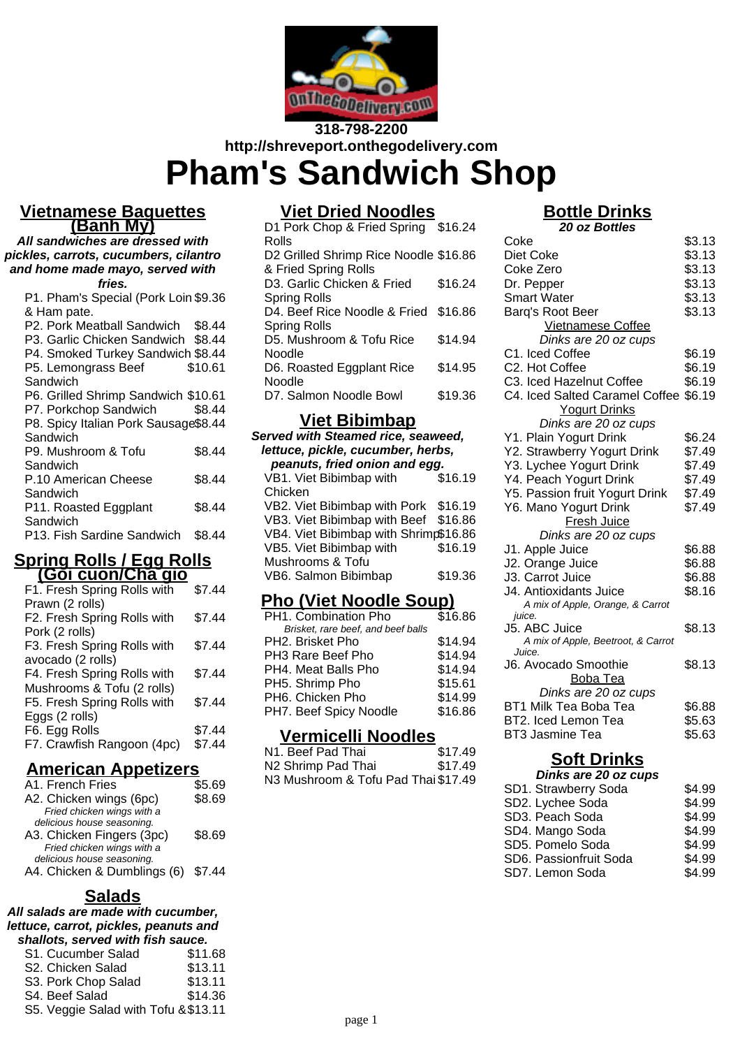318-798-2200

http://shreveport.onthegodelivery.com

# Pham's Sandwich Shop

## Vietnamese Baguettes (Banh My)

***All sandwiches are dressed with pickles, carrots, cucumbers, cilantro and home made mayo, served with fries.***

| Item | Price |
|---|---|
| P1. Pham's Special (Pork Loin & Ham pate. | $9.36 |
| P2. Pork Meatball Sandwich | $8.44 |
| P3. Garlic Chicken Sandwich | $8.44 |
| P4. Smoked Turkey Sandwich | $8.44 |
| P5. Lemongrass Beef Sandwich | $10.61 |
| P6. Grilled Shrimp Sandwich | $10.61 |
| P7. Porkchop Sandwich | $8.44 |
| P8. Spicy Italian Pork Sausage Sandwich | $8.44 |
| P9. Mushroom & Tofu Sandwich | $8.44 |
| P.10 American Cheese Sandwich | $8.44 |
| P11. Roasted Eggplant Sandwich | $8.44 |
| P13. Fish Sardine Sandwich | $8.44 |

## Spring Rolls / Egg Rolls (Goi cuon/Cha gio)

| Item | Price |
|---|---|
| F1. Fresh Spring Rolls with Prawn (2 rolls) | $7.44 |
| F2. Fresh Spring Rolls with Pork (2 rolls) | $7.44 |
| F3. Fresh Spring Rolls with avocado (2 rolls) | $7.44 |
| F4. Fresh Spring Rolls with Mushrooms & Tofu (2 rolls) | $7.44 |
| F5. Fresh Spring Rolls with Eggs (2 rolls) | $7.44 |
| F6. Egg Rolls | $7.44 |
| F7. Crawfish Rangoon (4pc) | $7.44 |

## American Appetizers

| Item | Price |
|---|---|
| A1. French Fries | $5.69 |
| A2. Chicken wings (6pc) *Fried chicken wings with a delicious house seasoning.* | $8.69 |
| A3. Chicken Fingers (3pc) *Fried chicken wings with a delicious house seasoning.* | $8.69 |
| A4. Chicken & Dumblings (6) | $7.44 |

## Salads

***All salads are made with cucumber, lettuce, carrot, pickles, peanuts and shallots, served with fish sauce.***

| Item | Price |
|---|---|
| S1. Cucumber Salad | $11.68 |
| S2. Chicken Salad | $13.11 |
| S3. Pork Chop Salad | $13.11 |
| S4. Beef Salad | $14.36 |
| S5. Veggie Salad with Tofu & | $13.11 |

## Viet Dried Noodles

| Item | Price |
|---|---|
| D1 Pork Chop & Fried Spring Rolls | $16.24 |
| D2 Grilled Shrimp Rice Noodle & Fried Spring Rolls | $16.86 |
| D3. Garlic Chicken & Fried Spring Rolls | $16.24 |
| D4. Beef Rice Noodle & Fried Spring Rolls | $16.86 |
| D5. Mushroom & Tofu Rice Noodle | $14.94 |
| D6. Roasted Eggplant Rice Noodle | $14.95 |
| D7. Salmon Noodle Bowl | $19.36 |

## Viet Bibimbap

***Served with Steamed rice, seaweed, lettuce, pickle, cucumber, herbs, peanuts, fried onion and egg.***

| Item | Price |
|---|---|
| VB1. Viet Bibimbap with Chicken | $16.19 |
| VB2. Viet Bibimbap with Pork | $16.19 |
| VB3. Viet Bibimbap with Beef | $16.86 |
| VB4. Viet Bibimbap with Shrimp | $16.86 |
| VB5. Viet Bibimbap with Mushrooms & Tofu | $16.19 |
| VB6. Salmon Bibimbap | $19.36 |

## Pho (Viet Noodle Soup)

| Item | Price |
|---|---|
| PH1. Combination Pho *Brisket, rare beef, and beef balls* | $16.86 |
| PH2. Brisket Pho | $14.94 |
| PH3 Rare Beef Pho | $14.94 |
| PH4. Meat Balls Pho | $14.94 |
| PH5. Shrimp Pho | $15.61 |
| PH6. Chicken Pho | $14.99 |
| PH7. Beef Spicy Noodle | $16.86 |

## Vermicelli Noodles

| Item | Price |
|---|---|
| N1. Beef Pad Thai | $17.49 |
| N2 Shrimp Pad Thai | $17.49 |
| N3 Mushroom & Tofu Pad Thai | $17.49 |

## Bottle Drinks

***20 oz Bottles***

| Item | Price |
|---|---|
| Coke | $3.13 |
| Diet Coke | $3.13 |
| Coke Zero | $3.13 |
| Dr. Pepper | $3.13 |
| Smart Water | $3.13 |
| Barq's Root Beer | $3.13 |

### Vietnamese Coffee

*Dinks are 20 oz cups*

| Item | Price |
|---|---|
| C1. Iced Coffee | $6.19 |
| C2. Hot Coffee | $6.19 |
| C3. Iced Hazelnut Coffee | $6.19 |
| C4. Iced Salted Caramel Coffee | $6.19 |

### Yogurt Drinks

*Dinks are 20 oz cups*

| Item | Price |
|---|---|
| Y1. Plain Yogurt Drink | $6.24 |
| Y2. Strawberry Yogurt Drink | $7.49 |
| Y3. Lychee Yogurt Drink | $7.49 |
| Y4. Peach Yogurt Drink | $7.49 |
| Y5. Passion fruit Yogurt Drink | $7.49 |
| Y6. Mano Yogurt Drink | $7.49 |

### Fresh Juice

*Dinks are 20 oz cups*

| Item | Price |
|---|---|
| J1. Apple Juice | $6.88 |
| J2. Orange Juice | $6.88 |
| J3. Carrot Juice | $6.88 |
| J4. Antioxidants Juice *A mix of Apple, Orange, & Carrot juice.* | $8.16 |
| J5. ABC Juice *A mix of Apple, Beetroot, & Carrot Juice.* | $8.13 |
| J6. Avocado Smoothie | $8.13 |

### Boba Tea

*Dinks are 20 oz cups*

| Item | Price |
|---|---|
| BT1 Milk Tea Boba Tea | $6.88 |
| BT2. Iced Lemon Tea | $5.63 |
| BT3 Jasmine Tea | $5.63 |

## Soft Drinks

***Dinks are 20 oz cups***

| Item | Price |
|---|---|
| SD1. Strawberry Soda | $4.99 |
| SD2. Lychee Soda | $4.99 |
| SD3. Peach Soda | $4.99 |
| SD4. Mango Soda | $4.99 |
| SD5. Pomelo Soda | $4.99 |
| SD6. Passionfruit Soda | $4.99 |
| SD7. Lemon Soda | $4.99 |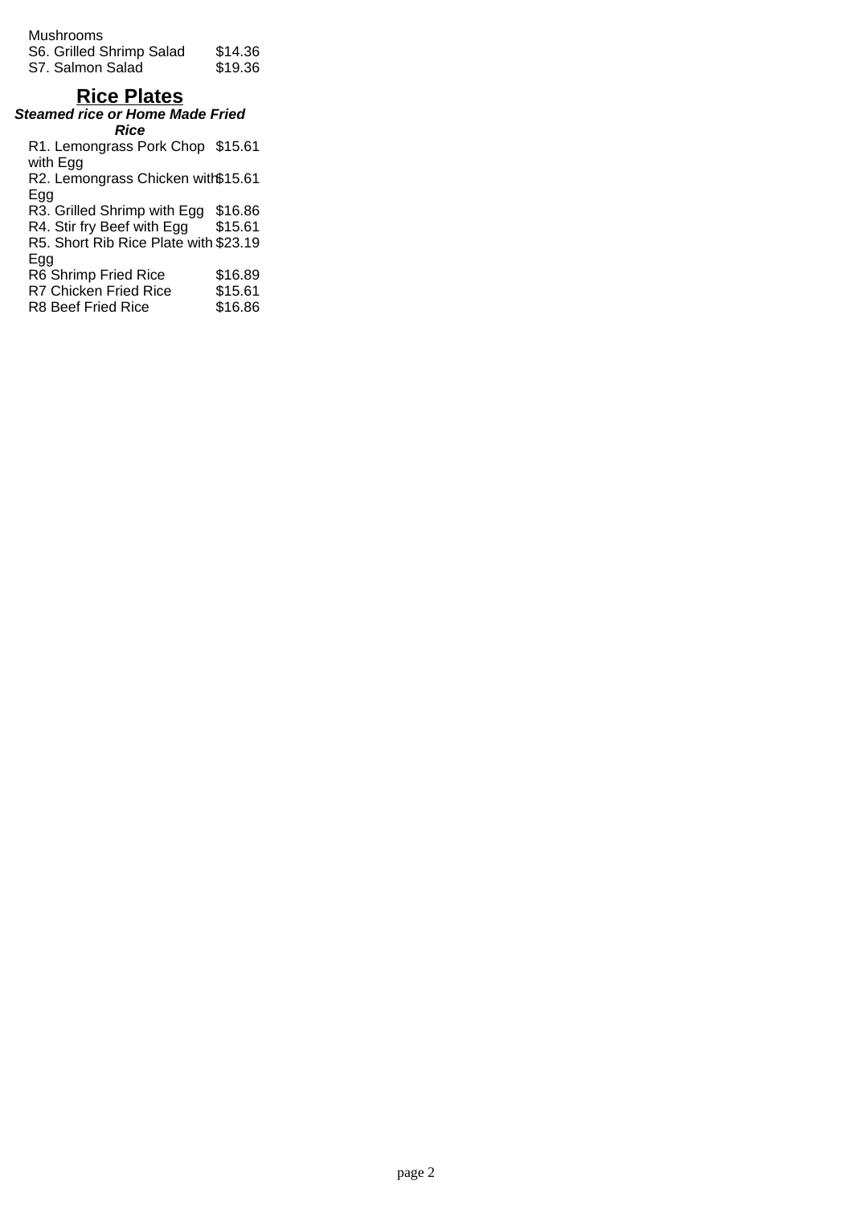Mushrooms

| | |
|---|---|
| S6. Grilled Shrimp Salad | $14.36 |
| S7. Salmon Salad | $19.36 |

## Rice Plates

***Steamed rice or Home Made Fried Rice***

| | |
|---|---|
| R1. Lemongrass Pork Chop with Egg | $15.61 |
| R2. Lemongrass Chicken with Egg | $15.61 |
| R3. Grilled Shrimp with Egg | $16.86 |
| R4. Stir fry Beef with Egg | $15.61 |
| R5. Short Rib Rice Plate with Egg | $23.19 |
| R6 Shrimp Fried Rice | $16.89 |
| R7 Chicken Fried Rice | $15.61 |
| R8 Beef Fried Rice | $16.86 |